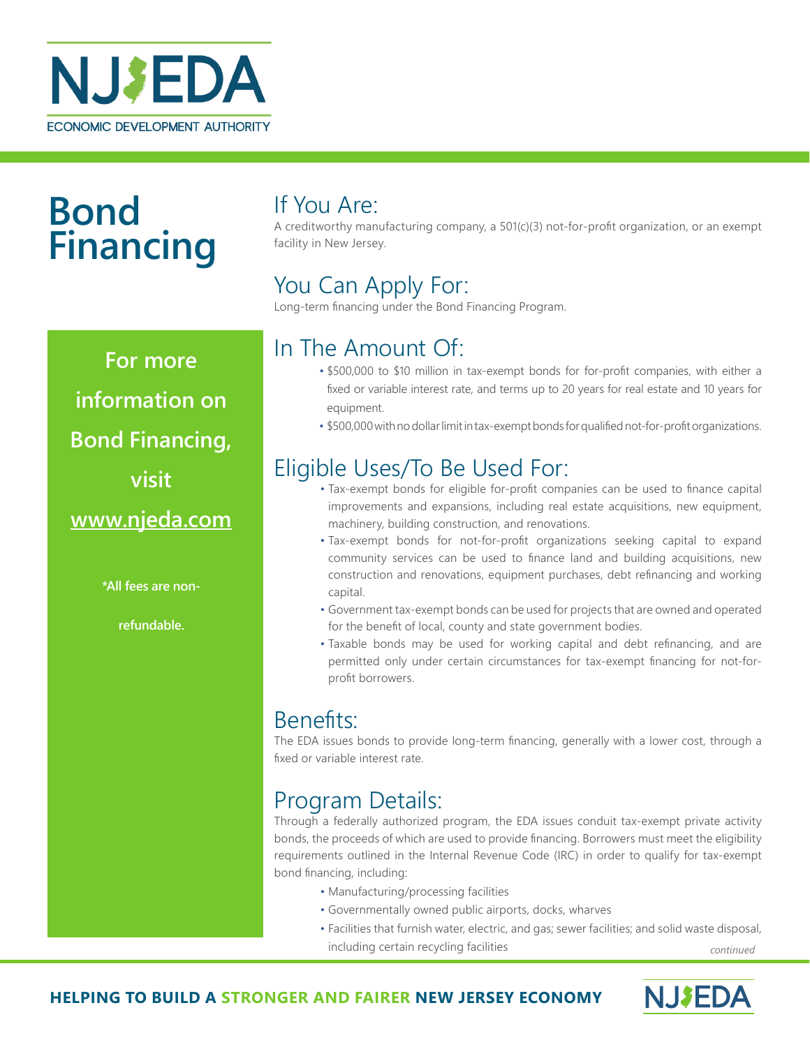NJEDA

ECONOMIC DEVELOPMENT AUTHORITY

# Bond Financing

**For more information on Bond Financing, visit [www.njeda.com](www.njeda.com)**

***All fees are non-refundable.**

## If You Are:

A creditworthy manufacturing company, a 501(c)(3) not-for-profit organization, or an exempt facility in New Jersey.

## You Can Apply For:

Long-term financing under the Bond Financing Program.

## In The Amount Of:

- $500,000 to $10 million in tax-exempt bonds for for-profit companies, with either a fixed or variable interest rate, and terms up to 20 years for real estate and 10 years for equipment.
- $500,000 with no dollar limit in tax-exempt bonds for qualified not-for-profit organizations.

## Eligible Uses/To Be Used For:

- Tax-exempt bonds for eligible for-profit companies can be used to finance capital improvements and expansions, including real estate acquisitions, new equipment, machinery, building construction, and renovations.
- Tax-exempt bonds for not-for-profit organizations seeking capital to expand community services can be used to finance land and building acquisitions, new construction and renovations, equipment purchases, debt refinancing and working capital.
- Government tax-exempt bonds can be used for projects that are owned and operated for the benefit of local, county and state government bodies.
- Taxable bonds may be used for working capital and debt refinancing, and are permitted only under certain circumstances for tax-exempt financing for not-for-profit borrowers.

## Benefits:

The EDA issues bonds to provide long-term financing, generally with a lower cost, through a fixed or variable interest rate.

## Program Details:

Through a federally authorized program, the EDA issues conduit tax-exempt private activity bonds, the proceeds of which are used to provide financing. Borrowers must meet the eligibility requirements outlined in the Internal Revenue Code (IRC) in order to qualify for tax-exempt bond financing, including:

- Manufacturing/processing facilities
- Governmentally owned public airports, docks, wharves
- Facilities that furnish water, electric, and gas; sewer facilities; and solid waste disposal, including certain recycling facilities

*continued*

**HELPING TO BUILD A STRONGER AND FAIRER NEW JERSEY ECONOMY**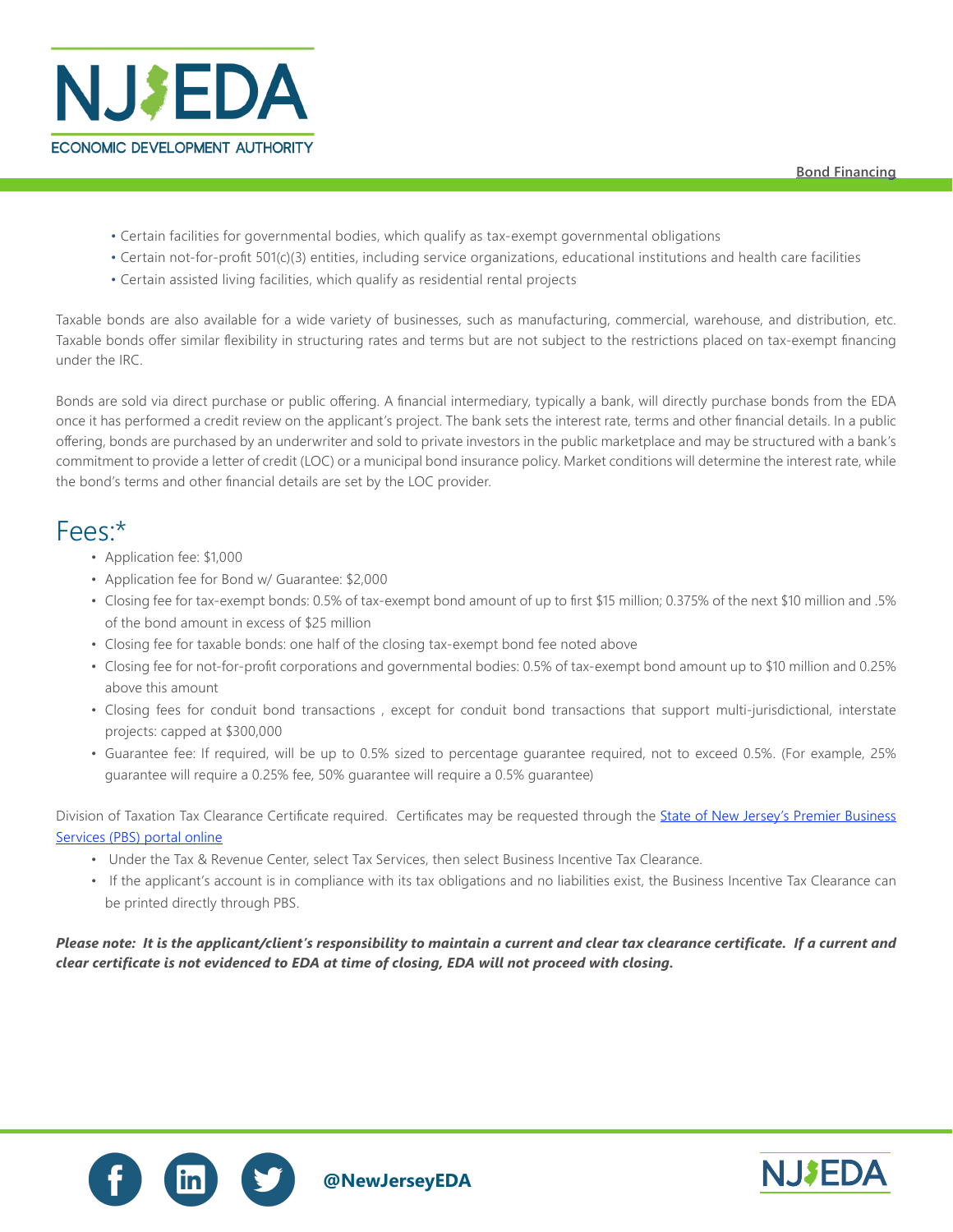- Certain facilities for governmental bodies, which qualify as tax-exempt governmental obligations
- Certain not-for-profit 501(c)(3) entities, including service organizations, educational institutions and health care facilities
- Certain assisted living facilities, which qualify as residential rental projects

Taxable bonds are also available for a wide variety of businesses, such as manufacturing, commercial, warehouse, and distribution, etc. Taxable bonds offer similar flexibility in structuring rates and terms but are not subject to the restrictions placed on tax-exempt financing under the IRC.

Bonds are sold via direct purchase or public offering. A financial intermediary, typically a bank, will directly purchase bonds from the EDA once it has performed a credit review on the applicant's project. The bank sets the interest rate, terms and other financial details. In a public offering, bonds are purchased by an underwriter and sold to private investors in the public marketplace and may be structured with a bank's commitment to provide a letter of credit (LOC) or a municipal bond insurance policy. Market conditions will determine the interest rate, while the bond's terms and other financial details are set by the LOC provider.

## Fees:*

- Application fee: $1,000
- Application fee for Bond w/ Guarantee: $2,000
- Closing fee for tax-exempt bonds: 0.5% of tax-exempt bond amount of up to first $15 million; 0.375% of the next $10 million and .5% of the bond amount in excess of $25 million
- Closing fee for taxable bonds: one half of the closing tax-exempt bond fee noted above
- Closing fee for not-for-profit corporations and governmental bodies: 0.5% of tax-exempt bond amount up to $10 million and 0.25% above this amount
- Closing fees for conduit bond transactions , except for conduit bond transactions that support multi-jurisdictional, interstate projects: capped at $300,000
- Guarantee fee: If required, will be up to 0.5% sized to percentage guarantee required, not to exceed 0.5%. (For example, 25% guarantee will require a 0.25% fee, 50% guarantee will require a 0.5% guarantee)

Division of Taxation Tax Clearance Certificate required. Certificates may be requested through the [State of New Jersey's Premier Business Services (PBS) portal online]

- Under the Tax & Revenue Center, select Tax Services, then select Business Incentive Tax Clearance.
- If the applicant's account is in compliance with its tax obligations and no liabilities exist, the Business Incentive Tax Clearance can be printed directly through PBS.

***Please note: It is the applicant/client's responsibility to maintain a current and clear tax clearance certificate. If a current and clear certificate is not evidenced to EDA at time of closing, EDA will not proceed with closing.***